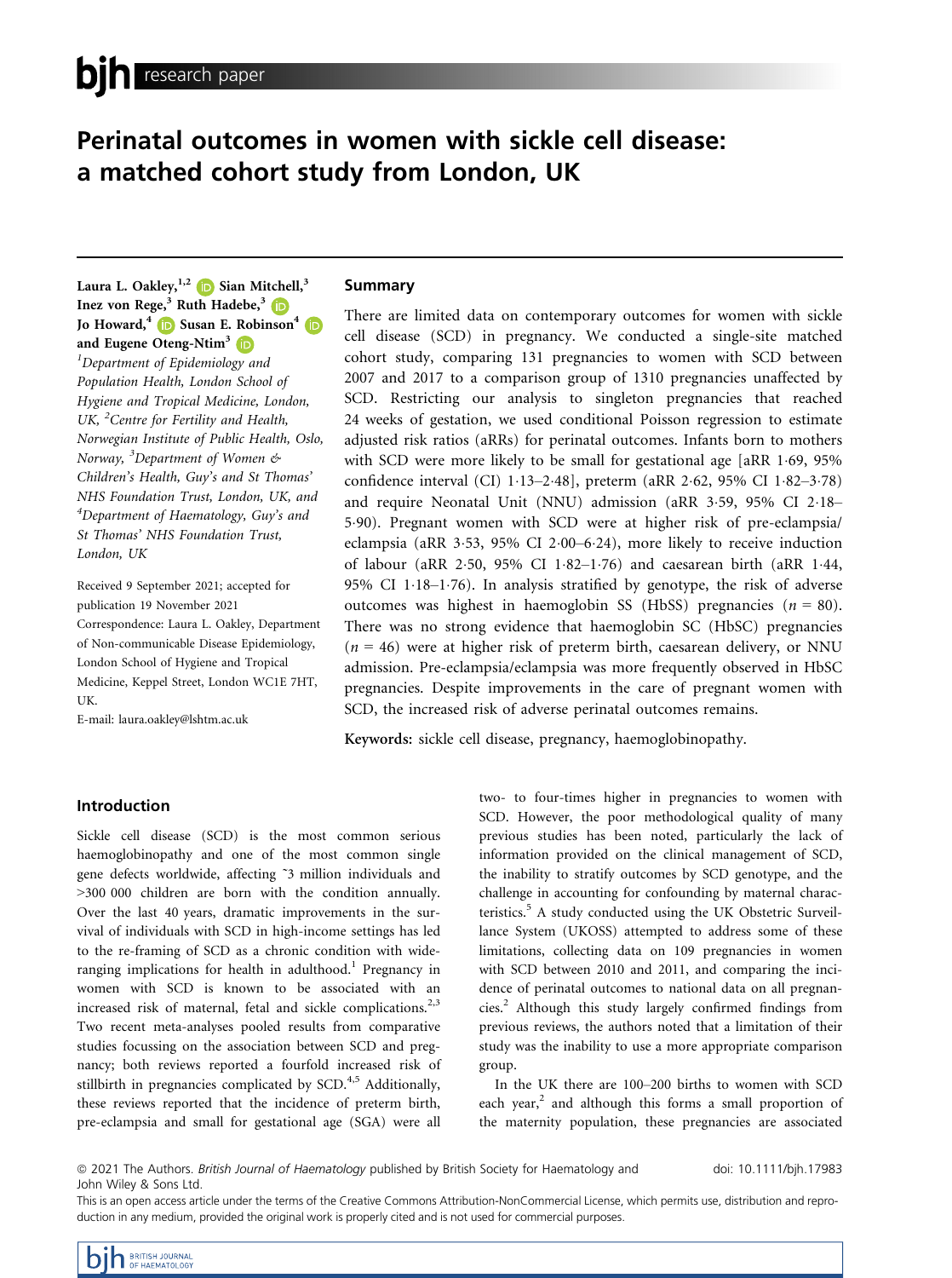# Perinatal outcomes in women with sickle cell disease: a matched cohort study from London, UK

Laura L. Oakley,[1,2] Sian Mitchell,[3] Inez von Rege,[3] Ruth Hadebe,[3] Jo Howard,[4] Susan E. Robinson[4] and Eugene Oteng-Ntim[3]

[1]*Department of Epidemiology and Population Health, London School of Hygiene and Tropical Medicine, London, UK,* [2]*Centre for Fertility and Health, Norwegian Institute of Public Health, Oslo, Norway,* [3]*Department of Women & Children's Health, Guy's and St Thomas' NHS Foundation Trust, London, UK, and* [4]*Department of Haematology, Guy's and St Thomas' NHS Foundation Trust, London, UK*

Received 9 September 2021; accepted for publication 19 November 2021

Correspondence: Laura L. Oakley, Department of Non-communicable Disease Epidemiology, London School of Hygiene and Tropical Medicine, Keppel Street, London WC1E 7HT, UK.

E-mail: laura.oakley@lshtm.ac.uk

## Summary

There are limited data on contemporary outcomes for women with sickle cell disease (SCD) in pregnancy. We conducted a single-site matched cohort study, comparing 131 pregnancies to women with SCD between 2007 and 2017 to a comparison group of 1310 pregnancies unaffected by SCD. Restricting our analysis to singleton pregnancies that reached 24 weeks of gestation, we used conditional Poisson regression to estimate adjusted risk ratios (aRRs) for perinatal outcomes. Infants born to mothers with SCD were more likely to be small for gestational age [aRR 1·69, 95% confidence interval (CI) 1·13–2·48], preterm (aRR 2·62, 95% CI 1·82–3·78) and require Neonatal Unit (NNU) admission (aRR 3·59, 95% CI 2·18–5·90). Pregnant women with SCD were at higher risk of pre-eclampsia/eclampsia (aRR 3·53, 95% CI 2·00–6·24), more likely to receive induction of labour (aRR 2·50, 95% CI 1·82–1·76) and caesarean birth (aRR 1·44, 95% CI 1·18–1·76). In analysis stratified by genotype, the risk of adverse outcomes was highest in haemoglobin SS (HbSS) pregnancies ($n$ = 80). There was no strong evidence that haemoglobin SC (HbSC) pregnancies ($n$ = 46) were at higher risk of preterm birth, caesarean delivery, or NNU admission. Pre-eclampsia/eclampsia was more frequently observed in HbSC pregnancies. Despite improvements in the care of pregnant women with SCD, the increased risk of adverse perinatal outcomes remains.

**Keywords:** sickle cell disease, pregnancy, haemoglobinopathy.

## Introduction

Sickle cell disease (SCD) is the most common serious haemoglobinopathy and one of the most common single gene defects worldwide, affecting ~3 million individuals and >300 000 children are born with the condition annually. Over the last 40 years, dramatic improvements in the survival of individuals with SCD in high-income settings has led to the re-framing of SCD as a chronic condition with wide-ranging implications for health in adulthood.[1] Pregnancy in women with SCD is known to be associated with an increased risk of maternal, fetal and sickle complications.[2,3] Two recent meta-analyses pooled results from comparative studies focussing on the association between SCD and pregnancy; both reviews reported a fourfold increased risk of stillbirth in pregnancies complicated by SCD.[4,5] Additionally, these reviews reported that the incidence of preterm birth, pre-eclampsia and small for gestational age (SGA) were all two- to four-times higher in pregnancies to women with SCD. However, the poor methodological quality of many previous studies has been noted, particularly the lack of information provided on the clinical management of SCD, the inability to stratify outcomes by SCD genotype, and the challenge in accounting for confounding by maternal characteristics.[5] A study conducted using the UK Obstetric Surveillance System (UKOSS) attempted to address some of these limitations, collecting data on 109 pregnancies in women with SCD between 2010 and 2011, and comparing the incidence of perinatal outcomes to national data on all pregnancies.[2] Although this study largely confirmed findings from previous reviews, the authors noted that a limitation of their study was the inability to use a more appropriate comparison group.

In the UK there are 100–200 births to women with SCD each year,[2] and although this forms a small proportion of the maternity population, these pregnancies are associated

© 2021 The Authors. *British Journal of Haematology* published by British Society for Haematology and John Wiley & Sons Ltd.

doi: 10.1111/bjh.17983

This is an open access article under the terms of the Creative Commons Attribution-NonCommercial License, which permits use, distribution and reproduction in any medium, provided the original work is properly cited and is not used for commercial purposes.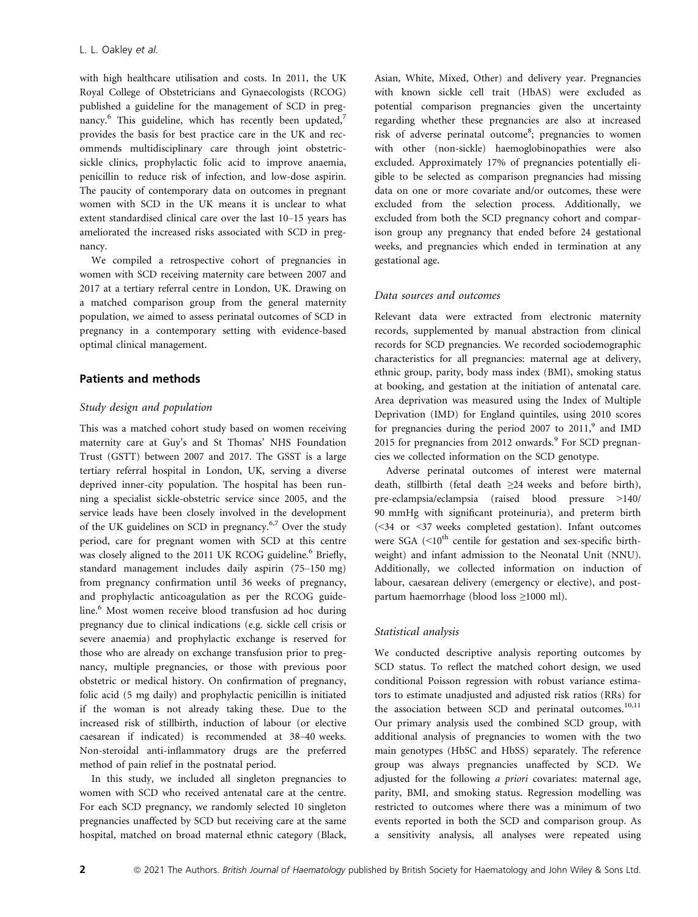with high healthcare utilisation and costs. In 2011, the UK Royal College of Obstetricians and Gynaecologists (RCOG) published a guideline for the management of SCD in pregnancy.[6] This guideline, which has recently been updated,[7] provides the basis for best practice care in the UK and recommends multidisciplinary care through joint obstetric-sickle clinics, prophylactic folic acid to improve anaemia, penicillin to reduce risk of infection, and low-dose aspirin. The paucity of contemporary data on outcomes in pregnant women with SCD in the UK means it is unclear to what extent standardised clinical care over the last 10–15 years has ameliorated the increased risks associated with SCD in pregnancy.

We compiled a retrospective cohort of pregnancies in women with SCD receiving maternity care between 2007 and 2017 at a tertiary referral centre in London, UK. Drawing on a matched comparison group from the general maternity population, we aimed to assess perinatal outcomes of SCD in pregnancy in a contemporary setting with evidence-based optimal clinical management.

## Patients and methods

### Study design and population

This was a matched cohort study based on women receiving maternity care at Guy's and St Thomas' NHS Foundation Trust (GSTT) between 2007 and 2017. The GSST is a large tertiary referral hospital in London, UK, serving a diverse deprived inner-city population. The hospital has been running a specialist sickle-obstetric service since 2005, and the service leads have been closely involved in the development of the UK guidelines on SCD in pregnancy.[6,7] Over the study period, care for pregnant women with SCD at this centre was closely aligned to the 2011 UK RCOG guideline.[6] Briefly, standard management includes daily aspirin (75–150 mg) from pregnancy confirmation until 36 weeks of pregnancy, and prophylactic anticoagulation as per the RCOG guideline.[6] Most women receive blood transfusion ad hoc during pregnancy due to clinical indications (e.g. sickle cell crisis or severe anaemia) and prophylactic exchange is reserved for those who are already on exchange transfusion prior to pregnancy, multiple pregnancies, or those with previous poor obstetric or medical history. On confirmation of pregnancy, folic acid (5 mg daily) and prophylactic penicillin is initiated if the woman is not already taking these. Due to the increased risk of stillbirth, induction of labour (or elective caesarean if indicated) is recommended at 38–40 weeks. Non-steroidal anti-inflammatory drugs are the preferred method of pain relief in the postnatal period.

In this study, we included all singleton pregnancies to women with SCD who received antenatal care at the centre. For each SCD pregnancy, we randomly selected 10 singleton pregnancies unaffected by SCD but receiving care at the same hospital, matched on broad maternal ethnic category (Black, Asian, White, Mixed, Other) and delivery year. Pregnancies with known sickle cell trait (HbAS) were excluded as potential comparison pregnancies given the uncertainty regarding whether these pregnancies are also at increased risk of adverse perinatal outcome[8]; pregnancies to women with other (non-sickle) haemoglobinopathies were also excluded. Approximately 17% of pregnancies potentially eligible to be selected as comparison pregnancies had missing data on one or more covariate and/or outcomes, these were excluded from the selection process. Additionally, we excluded from both the SCD pregnancy cohort and comparison group any pregnancy that ended before 24 gestational weeks, and pregnancies which ended in termination at any gestational age.

### Data sources and outcomes

Relevant data were extracted from electronic maternity records, supplemented by manual abstraction from clinical records for SCD pregnancies. We recorded sociodemographic characteristics for all pregnancies: maternal age at delivery, ethnic group, parity, body mass index (BMI), smoking status at booking, and gestation at the initiation of antenatal care. Area deprivation was measured using the Index of Multiple Deprivation (IMD) for England quintiles, using 2010 scores for pregnancies during the period 2007 to 2011,[9] and IMD 2015 for pregnancies from 2012 onwards.[9] For SCD pregnancies we collected information on the SCD genotype.

Adverse perinatal outcomes of interest were maternal death, stillbirth (fetal death ≥24 weeks and before birth), pre-eclampsia/eclampsia (raised blood pressure >140/90 mmHg with significant proteinuria), and preterm birth (<34 or <37 weeks completed gestation). Infant outcomes were SGA (<10$^{th}$ centile for gestation and sex-specific birthweight) and infant admission to the Neonatal Unit (NNU). Additionally, we collected information on induction of labour, caesarean delivery (emergency or elective), and postpartum haemorrhage (blood loss ≥1000 ml).

### Statistical analysis

We conducted descriptive analysis reporting outcomes by SCD status. To reflect the matched cohort design, we used conditional Poisson regression with robust variance estimators to estimate unadjusted and adjusted risk ratios (RRs) for the association between SCD and perinatal outcomes.[10,11] Our primary analysis used the combined SCD group, with additional analysis of pregnancies to women with the two main genotypes (HbSC and HbSS) separately. The reference group was always pregnancies unaffected by SCD. We adjusted for the following *a priori* covariates: maternal age, parity, BMI, and smoking status. Regression modelling was restricted to outcomes where there was a minimum of two events reported in both the SCD and comparison group. As a sensitivity analysis, all analyses were repeated using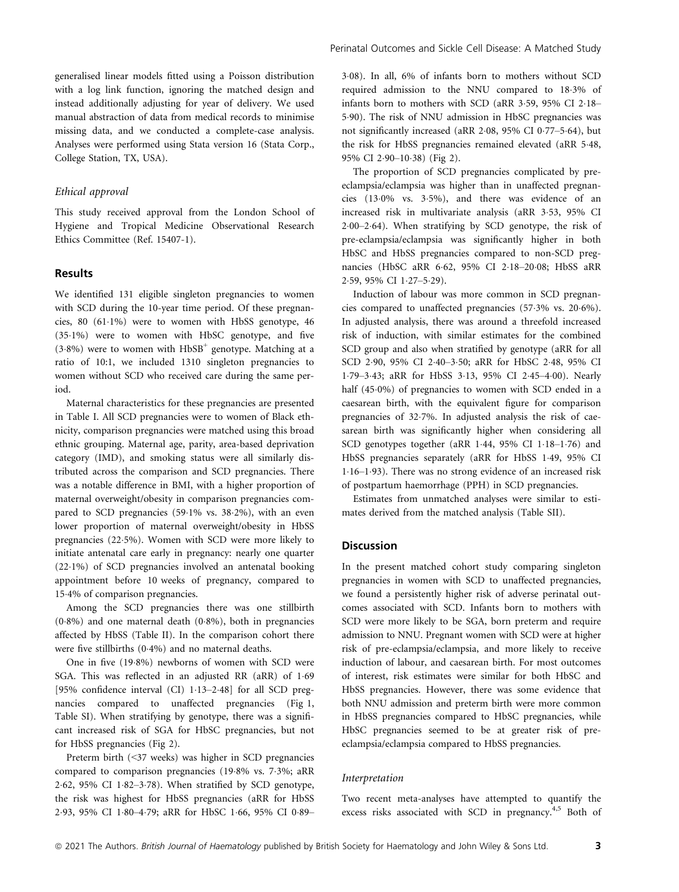generalised linear models fitted using a Poisson distribution with a log link function, ignoring the matched design and instead additionally adjusting for year of delivery. We used manual abstraction of data from medical records to minimise missing data, and we conducted a complete-case analysis. Analyses were performed using Stata version 16 (Stata Corp., College Station, TX, USA).

### Ethical approval

This study received approval from the London School of Hygiene and Tropical Medicine Observational Research Ethics Committee (Ref. 15407-1).

## Results

We identified 131 eligible singleton pregnancies to women with SCD during the 10-year time period. Of these pregnancies, 80 (61·1%) were to women with HbSS genotype, 46 (35·1%) were to women with HbSC genotype, and five (3·8%) were to women with $HbSB^{+}$ genotype. Matching at a ratio of 10:1, we included 1310 singleton pregnancies to women without SCD who received care during the same period.

Maternal characteristics for these pregnancies are presented in Table I. All SCD pregnancies were to women of Black ethnicity, comparison pregnancies were matched using this broad ethnic grouping. Maternal age, parity, area-based deprivation category (IMD), and smoking status were all similarly distributed across the comparison and SCD pregnancies. There was a notable difference in BMI, with a higher proportion of maternal overweight/obesity in comparison pregnancies compared to SCD pregnancies (59·1% vs. 38·2%), with an even lower proportion of maternal overweight/obesity in HbSS pregnancies (22·5%). Women with SCD were more likely to initiate antenatal care early in pregnancy: nearly one quarter (22·1%) of SCD pregnancies involved an antenatal booking appointment before 10 weeks of pregnancy, compared to 15·4% of comparison pregnancies.

Among the SCD pregnancies there was one stillbirth (0·8%) and one maternal death (0·8%), both in pregnancies affected by HbSS (Table II). In the comparison cohort there were five stillbirths (0·4%) and no maternal deaths.

One in five (19·8%) newborns of women with SCD were SGA. This was reflected in an adjusted RR (aRR) of 1·69 [95% confidence interval (CI) 1·13–2·48] for all SCD pregnancies compared to unaffected pregnancies (Fig 1, Table SI). When stratifying by genotype, there was a significant increased risk of SGA for HbSC pregnancies, but not for HbSS pregnancies (Fig 2).

Preterm birth (<37 weeks) was higher in SCD pregnancies compared to comparison pregnancies (19·8% vs. 7·3%; aRR 2·62, 95% CI 1·82–3·78). When stratified by SCD genotype, the risk was highest for HbSS pregnancies (aRR for HbSS 2·93, 95% CI 1·80–4·79; aRR for HbSC 1·66, 95% CI 0·89–3·08). In all, 6% of infants born to mothers without SCD required admission to the NNU compared to 18·3% of infants born to mothers with SCD (aRR 3·59, 95% CI 2·18–5·90). The risk of NNU admission in HbSC pregnancies was not significantly increased (aRR 2·08, 95% CI 0·77–5·64), but the risk for HbSS pregnancies remained elevated (aRR 5·48, 95% CI 2·90–10·38) (Fig 2).

The proportion of SCD pregnancies complicated by pre-eclampsia/eclampsia was higher than in unaffected pregnancies (13·0% vs. 3·5%), and there was evidence of an increased risk in multivariate analysis (aRR 3·53, 95% CI 2·00–2·64). When stratifying by SCD genotype, the risk of pre-eclampsia/eclampsia was significantly higher in both HbSC and HbSS pregnancies compared to non-SCD pregnancies (HbSC aRR 6·62, 95% CI 2·18–20·08; HbSS aRR 2·59, 95% CI 1·27–5·29).

Induction of labour was more common in SCD pregnancies compared to unaffected pregnancies (57·3% vs. 20·6%). In adjusted analysis, there was around a threefold increased risk of induction, with similar estimates for the combined SCD group and also when stratified by genotype (aRR for all SCD 2·90, 95% CI 2·40–3·50; aRR for HbSC 2·48, 95% CI 1·79–3·43; aRR for HbSS 3·13, 95% CI 2·45–4·00). Nearly half (45·0%) of pregnancies to women with SCD ended in a caesarean birth, with the equivalent figure for comparison pregnancies of 32·7%. In adjusted analysis the risk of caesarean birth was significantly higher when considering all SCD genotypes together (aRR 1·44, 95% CI 1·18–1·76) and HbSS pregnancies separately (aRR for HbSS 1·49, 95% CI 1·16–1·93). There was no strong evidence of an increased risk of postpartum haemorrhage (PPH) in SCD pregnancies.

Estimates from unmatched analyses were similar to estimates derived from the matched analysis (Table SII).

## Discussion

In the present matched cohort study comparing singleton pregnancies in women with SCD to unaffected pregnancies, we found a persistently higher risk of adverse perinatal outcomes associated with SCD. Infants born to mothers with SCD were more likely to be SGA, born preterm and require admission to NNU. Pregnant women with SCD were at higher risk of pre-eclampsia/eclampsia, and more likely to receive induction of labour, and caesarean birth. For most outcomes of interest, risk estimates were similar for both HbSC and HbSS pregnancies. However, there was some evidence that both NNU admission and preterm birth were more common in HbSS pregnancies compared to HbSC pregnancies, while HbSC pregnancies seemed to be at greater risk of pre-eclampsia/eclampsia compared to HbSS pregnancies.

### Interpretation

Two recent meta-analyses have attempted to quantify the excess risks associated with SCD in pregnancy.[4,5] Both of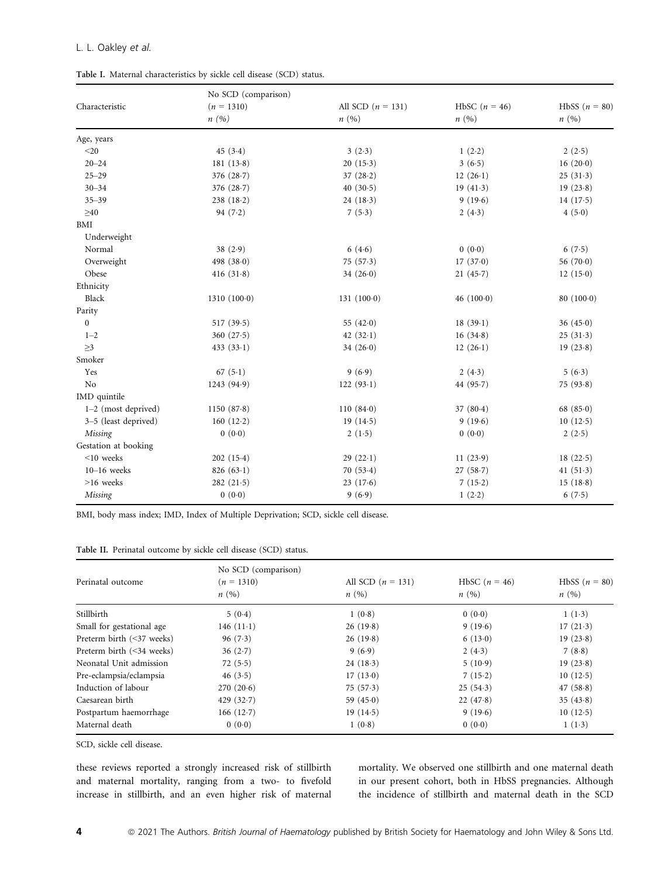Table I. Maternal characteristics by sickle cell disease (SCD) status.

| Characteristic | No SCD (comparison) ($n$ = 1310) $n$ (%) | All SCD ($n$ = 131) $n$ (%) | HbSC ($n$ = 46) $n$ (%) | HbSS ($n$ = 80) $n$ (%) |
|---|---|---|---|---|
| Age, years | | | | |
| <20 | 45 (3·4) | 3 (2·3) | 1 (2·2) | 2 (2·5) |
| 20–24 | 181 (13·8) | 20 (15·3) | 3 (6·5) | 16 (20·0) |
| 25–29 | 376 (28·7) | 37 (28·2) | 12 (26·1) | 25 (31·3) |
| 30–34 | 376 (28·7) | 40 (30·5) | 19 (41·3) | 19 (23·8) |
| 35–39 | 238 (18·2) | 24 (18·3) | 9 (19·6) | 14 (17·5) |
| ≥40 | 94 (7·2) | 7 (5·3) | 2 (4·3) | 4 (5·0) |
| BMI | | | | |
| Underweight | | | | |
| Normal | 38 (2·9) | 6 (4·6) | 0 (0·0) | 6 (7·5) |
| Overweight | 498 (38·0) | 75 (57·3) | 17 (37·0) | 56 (70·0) |
| Obese | 416 (31·8) | 34 (26·0) | 21 (45·7) | 12 (15·0) |
| Ethnicity | | | | |
| Black | 1310 (100·0) | 131 (100·0) | 46 (100·0) | 80 (100·0) |
| Parity | | | | |
| 0 | 517 (39·5) | 55 (42·0) | 18 (39·1) | 36 (45·0) |
| 1–2 | 360 (27·5) | 42 (32·1) | 16 (34·8) | 25 (31·3) |
| ≥3 | 433 (33·1) | 34 (26·0) | 12 (26·1) | 19 (23·8) |
| Smoker | | | | |
| Yes | 67 (5·1) | 9 (6·9) | 2 (4·3) | 5 (6·3) |
| No | 1243 (94·9) | 122 (93·1) | 44 (95·7) | 75 (93·8) |
| IMD quintile | | | | |
| 1–2 (most deprived) | 1150 (87·8) | 110 (84·0) | 37 (80·4) | 68 (85·0) |
| 3–5 (least deprived) | 160 (12·2) | 19 (14·5) | 9 (19·6) | 10 (12·5) |
| *Missing* | 0 (0·0) | 2 (1·5) | 0 (0·0) | 2 (2·5) |
| Gestation at booking | | | | |
| <10 weeks | 202 (15·4) | 29 (22·1) | 11 (23·9) | 18 (22·5) |
| 10–16 weeks | 826 (63·1) | 70 (53·4) | 27 (58·7) | 41 (51·3) |
| >16 weeks | 282 (21·5) | 23 (17·6) | 7 (15·2) | 15 (18·8) |
| *Missing* | 0 (0·0) | 9 (6·9) | 1 (2·2) | 6 (7·5) |

BMI, body mass index; IMD, Index of Multiple Deprivation; SCD, sickle cell disease.

Table II. Perinatal outcome by sickle cell disease (SCD) status.

| Perinatal outcome | No SCD (comparison) ($n$ = 1310) $n$ (%) | All SCD ($n$ = 131) $n$ (%) | HbSC ($n$ = 46) $n$ (%) | HbSS ($n$ = 80) $n$ (%) |
|---|---|---|---|---|
| Stillbirth | 5 (0·4) | 1 (0·8) | 0 (0·0) | 1 (1·3) |
| Small for gestational age | 146 (11·1) | 26 (19·8) | 9 (19·6) | 17 (21·3) |
| Preterm birth (<37 weeks) | 96 (7·3) | 26 (19·8) | 6 (13·0) | 19 (23·8) |
| Preterm birth (<34 weeks) | 36 (2·7) | 9 (6·9) | 2 (4·3) | 7 (8·8) |
| Neonatal Unit admission | 72 (5·5) | 24 (18·3) | 5 (10·9) | 19 (23·8) |
| Pre-eclampsia/eclampsia | 46 (3·5) | 17 (13·0) | 7 (15·2) | 10 (12·5) |
| Induction of labour | 270 (20·6) | 75 (57·3) | 25 (54·3) | 47 (58·8) |
| Caesarean birth | 429 (32·7) | 59 (45·0) | 22 (47·8) | 35 (43·8) |
| Postpartum haemorrhage | 166 (12·7) | 19 (14·5) | 9 (19·6) | 10 (12·5) |
| Maternal death | 0 (0·0) | 1 (0·8) | 0 (0·0) | 1 (1·3) |

SCD, sickle cell disease.

these reviews reported a strongly increased risk of stillbirth and maternal mortality, ranging from a two- to fivefold increase in stillbirth, and an even higher risk of maternal mortality. We observed one stillbirth and one maternal death in our present cohort, both in HbSS pregnancies. Although the incidence of stillbirth and maternal death in the SCD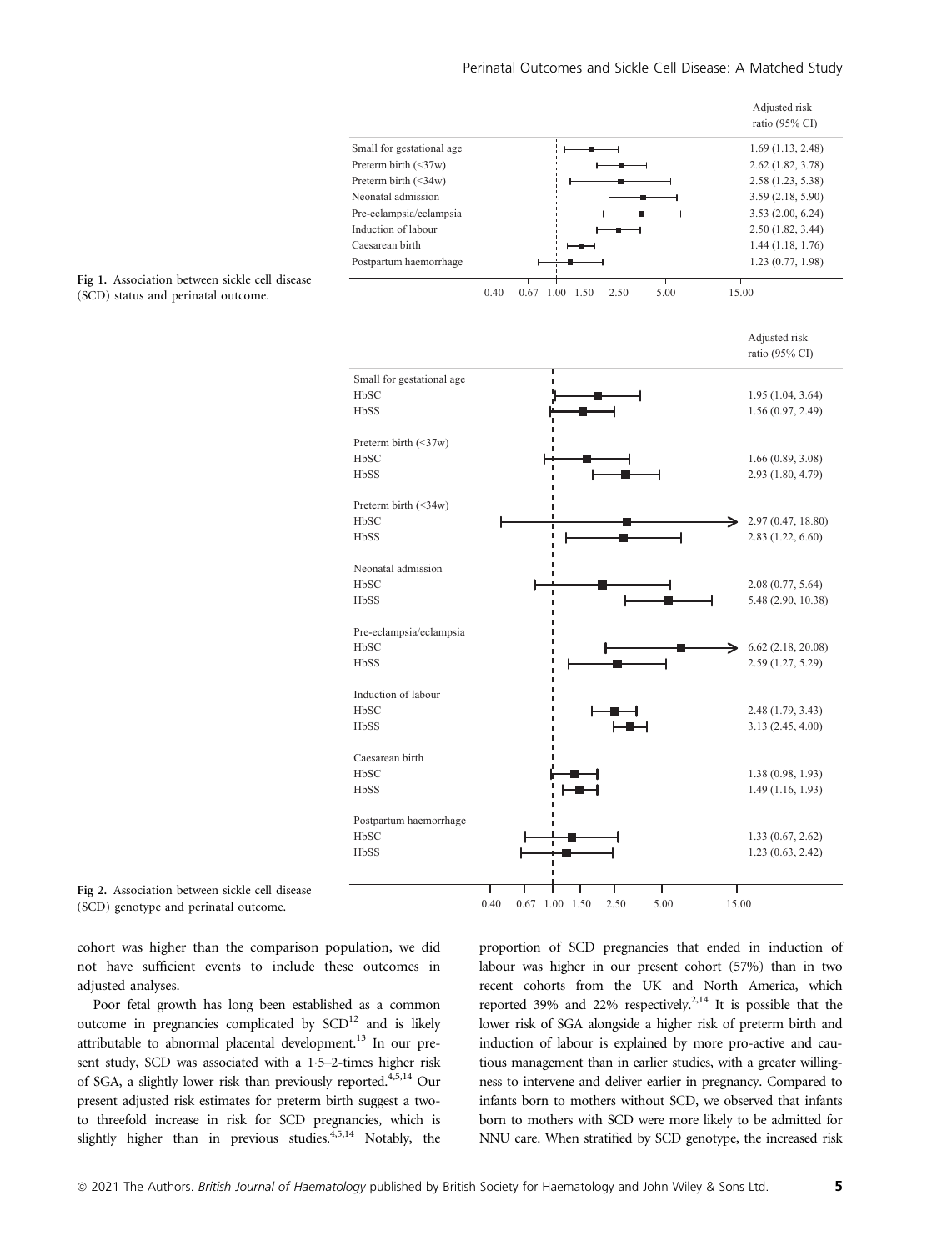| | Adjusted risk ratio (95% CI) |
| --- | --- |
| Small for gestational age | 1.69 (1.13, 2.48) |
| Preterm birth (<37w) | 2.62 (1.82, 3.78) |
| Preterm birth (<34w) | 2.58 (1.23, 5.38) |
| Neonatal admission | 3.59 (2.18, 5.90) |
| Pre-eclampsia/eclampsia | 3.53 (2.00, 6.24) |
| Induction of labour | 2.50 (1.82, 3.44) |
| Caesarean birth | 1.44 (1.18, 1.76) |
| Postpartum haemorrhage | 1.23 (0.77, 1.98) |

**Fig 1.** Association between sickle cell disease (SCD) status and perinatal outcome.

| | Adjusted risk ratio (95% CI) |
| --- | --- |
| **Small for gestational age** | |
| HbSC | 1.95 (1.04, 3.64) |
| HbSS | 1.56 (0.97, 2.49) |
| **Preterm birth (<37w)** | |
| HbSC | 1.66 (0.89, 3.08) |
| HbSS | 2.93 (1.80, 4.79) |
| **Preterm birth (<34w)** | |
| HbSC | 2.97 (0.47, 18.80) |
| HbSS | 2.83 (1.22, 6.60) |
| **Neonatal admission** | |
| HbSC | 2.08 (0.77, 5.64) |
| HbSS | 5.48 (2.90, 10.38) |
| **Pre-eclampsia/eclampsia** | |
| HbSC | 6.62 (2.18, 20.08) |
| HbSS | 2.59 (1.27, 5.29) |
| **Induction of labour** | |
| HbSC | 2.48 (1.79, 3.43) |
| HbSS | 3.13 (2.45, 4.00) |
| **Caesarean birth** | |
| HbSC | 1.38 (0.98, 1.93) |
| HbSS | 1.49 (1.16, 1.93) |
| **Postpartum haemorrhage** | |
| HbSC | 1.33 (0.67, 2.62) |
| HbSS | 1.23 (0.63, 2.42) |

**Fig 2.** Association between sickle cell disease (SCD) genotype and perinatal outcome.

cohort was higher than the comparison population, we did not have sufficient events to include these outcomes in adjusted analyses.

Poor fetal growth has long been established as a common outcome in pregnancies complicated by SCD[12] and is likely attributable to abnormal placental development.[13] In our present study, SCD was associated with a 1·5–2-times higher risk of SGA, a slightly lower risk than previously reported.[4,5,14] Our present adjusted risk estimates for preterm birth suggest a two- to threefold increase in risk for SCD pregnancies, which is slightly higher than in previous studies.[4,5,14] Notably, the proportion of SCD pregnancies that ended in induction of labour was higher in our present cohort (57%) than in two recent cohorts from the UK and North America, which reported 39% and 22% respectively.[2,14] It is possible that the lower risk of SGA alongside a higher risk of preterm birth and induction of labour is explained by more pro-active and cautious management than in earlier studies, with a greater willingness to intervene and deliver earlier in pregnancy. Compared to infants born to mothers without SCD, we observed that infants born to mothers with SCD were more likely to be admitted for NNU care. When stratified by SCD genotype, the increased risk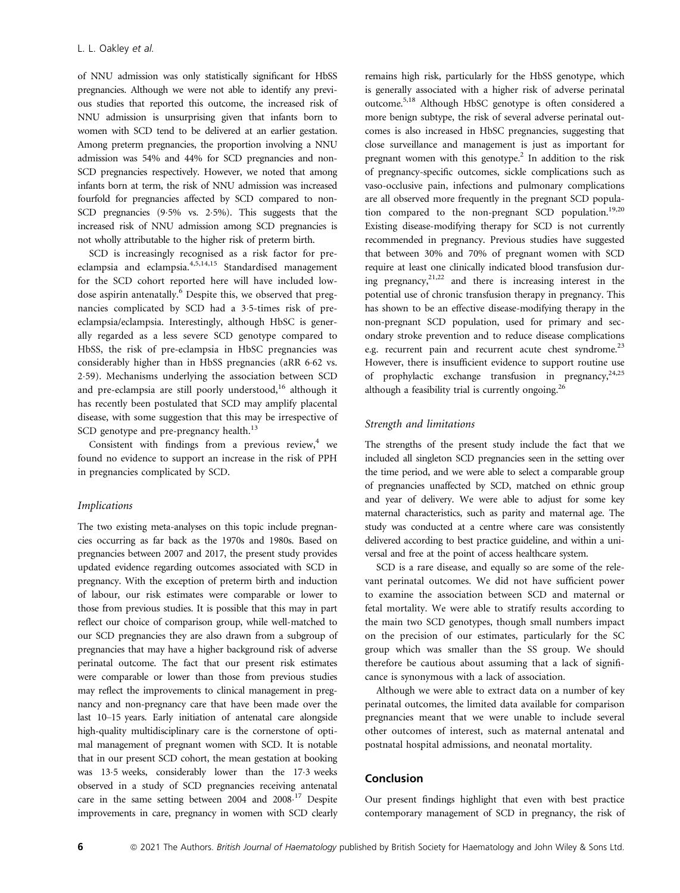of NNU admission was only statistically significant for HbSS pregnancies. Although we were not able to identify any previous studies that reported this outcome, the increased risk of NNU admission is unsurprising given that infants born to women with SCD tend to be delivered at an earlier gestation. Among preterm pregnancies, the proportion involving a NNU admission was 54% and 44% for SCD pregnancies and non-SCD pregnancies respectively. However, we noted that among infants born at term, the risk of NNU admission was increased fourfold for pregnancies affected by SCD compared to non-SCD pregnancies (9·5% vs. 2·5%). This suggests that the increased risk of NNU admission among SCD pregnancies is not wholly attributable to the higher risk of preterm birth.

SCD is increasingly recognised as a risk factor for pre-eclampsia and eclampsia.[4,5,14,15] Standardised management for the SCD cohort reported here will have included low-dose aspirin antenatally.[6] Despite this, we observed that pregnancies complicated by SCD had a 3·5-times risk of pre-eclampsia/eclampsia. Interestingly, although HbSC is generally regarded as a less severe SCD genotype compared to HbSS, the risk of pre-eclampsia in HbSC pregnancies was considerably higher than in HbSS pregnancies (aRR 6·62 vs. 2·59). Mechanisms underlying the association between SCD and pre-eclampsia are still poorly understood,[16] although it has recently been postulated that SCD may amplify placental disease, with some suggestion that this may be irrespective of SCD genotype and pre-pregnancy health.[13]

Consistent with findings from a previous review,[4] we found no evidence to support an increase in the risk of PPH in pregnancies complicated by SCD.

### Implications

The two existing meta-analyses on this topic include pregnancies occurring as far back as the 1970s and 1980s. Based on pregnancies between 2007 and 2017, the present study provides updated evidence regarding outcomes associated with SCD in pregnancy. With the exception of preterm birth and induction of labour, our risk estimates were comparable or lower to those from previous studies. It is possible that this may in part reflect our choice of comparison group, while well-matched to our SCD pregnancies they are also drawn from a subgroup of pregnancies that may have a higher background risk of adverse perinatal outcome. The fact that our present risk estimates were comparable or lower than those from previous studies may reflect the improvements to clinical management in pregnancy and non-pregnancy care that have been made over the last 10–15 years. Early initiation of antenatal care alongside high-quality multidisciplinary care is the cornerstone of optimal management of pregnant women with SCD. It is notable that in our present SCD cohort, the mean gestation at booking was 13·5 weeks, considerably lower than the 17·3 weeks observed in a study of SCD pregnancies receiving antenatal care in the same setting between 2004 and 2008.[17] Despite improvements in care, pregnancy in women with SCD clearly remains high risk, particularly for the HbSS genotype, which is generally associated with a higher risk of adverse perinatal outcome.[5,18] Although HbSC genotype is often considered a more benign subtype, the risk of several adverse perinatal outcomes is also increased in HbSC pregnancies, suggesting that close surveillance and management is just as important for pregnant women with this genotype.[2] In addition to the risk of pregnancy-specific outcomes, sickle complications such as vaso-occlusive pain, infections and pulmonary complications are all observed more frequently in the pregnant SCD population compared to the non-pregnant SCD population.[19,20] Existing disease-modifying therapy for SCD is not currently recommended in pregnancy. Previous studies have suggested that between 30% and 70% of pregnant women with SCD require at least one clinically indicated blood transfusion during pregnancy,[21,22] and there is increasing interest in the potential use of chronic transfusion therapy in pregnancy. This has shown to be an effective disease-modifying therapy in the non-pregnant SCD population, used for primary and secondary stroke prevention and to reduce disease complications e.g. recurrent pain and recurrent acute chest syndrome.[23] However, there is insufficient evidence to support routine use of prophylactic exchange transfusion in pregnancy,[24,25] although a feasibility trial is currently ongoing.[26]

### Strength and limitations

The strengths of the present study include the fact that we included all singleton SCD pregnancies seen in the setting over the time period, and we were able to select a comparable group of pregnancies unaffected by SCD, matched on ethnic group and year of delivery. We were able to adjust for some key maternal characteristics, such as parity and maternal age. The study was conducted at a centre where care was consistently delivered according to best practice guideline, and within a universal and free at the point of access healthcare system.

SCD is a rare disease, and equally so are some of the relevant perinatal outcomes. We did not have sufficient power to examine the association between SCD and maternal or fetal mortality. We were able to stratify results according to the main two SCD genotypes, though small numbers impact on the precision of our estimates, particularly for the SC group which was smaller than the SS group. We should therefore be cautious about assuming that a lack of significance is synonymous with a lack of association.

Although we were able to extract data on a number of key perinatal outcomes, the limited data available for comparison pregnancies meant that we were unable to include several other outcomes of interest, such as maternal antenatal and postnatal hospital admissions, and neonatal mortality.

## Conclusion

Our present findings highlight that even with best practice contemporary management of SCD in pregnancy, the risk of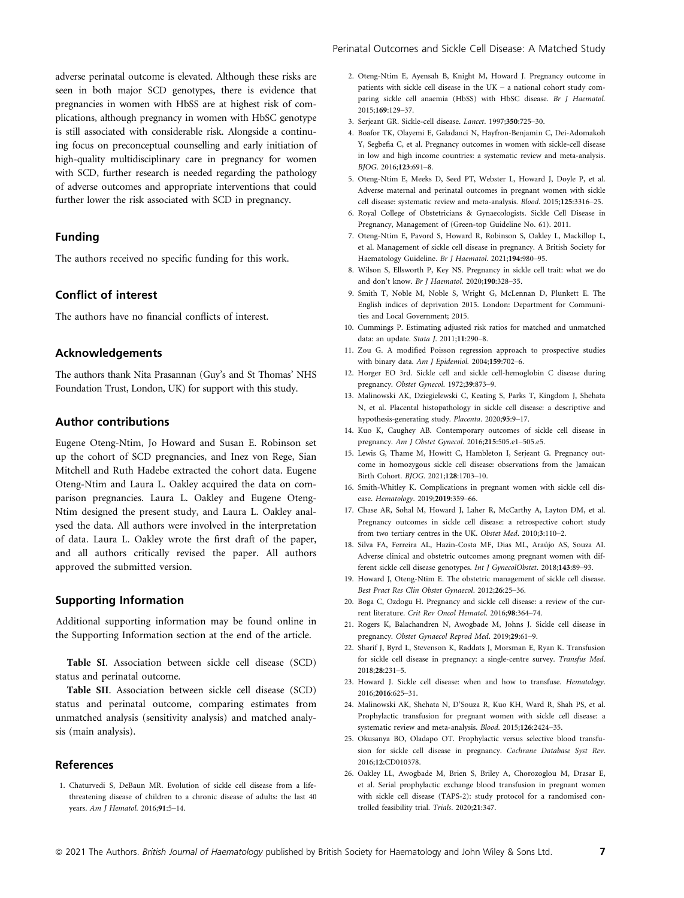adverse perinatal outcome is elevated. Although these risks are seen in both major SCD genotypes, there is evidence that pregnancies in women with HbSS are at highest risk of complications, although pregnancy in women with HbSC genotype is still associated with considerable risk. Alongside a continuing focus on preconceptual counselling and early initiation of high-quality multidisciplinary care in pregnancy for women with SCD, further research is needed regarding the pathology of adverse outcomes and appropriate interventions that could further lower the risk associated with SCD in pregnancy.

## Funding

The authors received no specific funding for this work.

## Conflict of interest

The authors have no financial conflicts of interest.

## Acknowledgements

The authors thank Nita Prasannan (Guy's and St Thomas' NHS Foundation Trust, London, UK) for support with this study.

## Author contributions

Eugene Oteng-Ntim, Jo Howard and Susan E. Robinson set up the cohort of SCD pregnancies, and Inez von Rege, Sian Mitchell and Ruth Hadebe extracted the cohort data. Eugene Oteng-Ntim and Laura L. Oakley acquired the data on comparison pregnancies. Laura L. Oakley and Eugene Oteng-Ntim designed the present study, and Laura L. Oakley analysed the data. All authors were involved in the interpretation of data. Laura L. Oakley wrote the first draft of the paper, and all authors critically revised the paper. All authors approved the submitted version.

## Supporting Information

Additional supporting information may be found online in the Supporting Information section at the end of the article.

**Table SI**. Association between sickle cell disease (SCD) status and perinatal outcome.

**Table SII**. Association between sickle cell disease (SCD) status and perinatal outcome, comparing estimates from unmatched analysis (sensitivity analysis) and matched analysis (main analysis).

## References

1. Chaturvedi S, DeBaun MR. Evolution of sickle cell disease from a life-threatening disease of children to a chronic disease of adults: the last 40 years. *Am J Hematol*. 2016;**91**:5–14.
2. Oteng-Ntim E, Ayensah B, Knight M, Howard J. Pregnancy outcome in patients with sickle cell disease in the UK – a national cohort study comparing sickle cell anaemia (HbSS) with HbSC disease. *Br J Haematol*. 2015;**169**:129–37.
3. Serjeant GR. Sickle-cell disease. *Lancet*. 1997;**350**:725–30.
4. Boafor TK, Olayemi E, Galadanci N, Hayfron-Benjamin C, Dei-Adomakoh Y, Segbefia C, et al. Pregnancy outcomes in women with sickle-cell disease in low and high income countries: a systematic review and meta-analysis. *BJOG*. 2016;**123**:691–8.
5. Oteng-Ntim E, Meeks D, Seed PT, Webster L, Howard J, Doyle P, et al. Adverse maternal and perinatal outcomes in pregnant women with sickle cell disease: systematic review and meta-analysis. *Blood*. 2015;**125**:3316–25.
6. Royal College of Obstetricians & Gynaecologists. Sickle Cell Disease in Pregnancy, Management of (Green-top Guideline No. 61). 2011.
7. Oteng-Ntim E, Pavord S, Howard R, Robinson S, Oakley L, Mackillop L, et al. Management of sickle cell disease in pregnancy. A British Society for Haematology Guideline. *Br J Haematol*. 2021;**194**:980–95.
8. Wilson S, Ellsworth P, Key NS. Pregnancy in sickle cell trait: what we do and don't know. *Br J Haematol*. 2020;**190**:328–35.
9. Smith T, Noble M, Noble S, Wright G, McLennan D, Plunkett E. The English indices of deprivation 2015. London: Department for Communities and Local Government; 2015.
10. Cummings P. Estimating adjusted risk ratios for matched and unmatched data: an update. *Stata J*. 2011;**11**:290–8.
11. Zou G. A modified Poisson regression approach to prospective studies with binary data. *Am J Epidemiol*. 2004;**159**:702–6.
12. Horger EO 3rd. Sickle cell and sickle cell-hemoglobin C disease during pregnancy. *Obstet Gynecol*. 1972;**39**:873–9.
13. Malinowski AK, Dziegielewski C, Keating S, Parks T, Kingdom J, Shehata N, et al. Placental histopathology in sickle cell disease: a descriptive and hypothesis-generating study. *Placenta*. 2020;**95**:9–17.
14. Kuo K, Caughey AB. Contemporary outcomes of sickle cell disease in pregnancy. *Am J Obstet Gynecol*. 2016;**215**:505.e1–505.e5.
15. Lewis G, Thame M, Howitt C, Hambleton I, Serjeant G. Pregnancy outcome in homozygous sickle cell disease: observations from the Jamaican Birth Cohort. *BJOG*. 2021;**128**:1703–10.
16. Smith-Whitley K. Complications in pregnant women with sickle cell disease. *Hematology*. 2019;**2019**:359–66.
17. Chase AR, Sohal M, Howard J, Laher R, McCarthy A, Layton DM, et al. Pregnancy outcomes in sickle cell disease: a retrospective cohort study from two tertiary centres in the UK. *Obstet Med*. 2010;**3**:110–2.
18. Silva FA, Ferreira AL, Hazin-Costa MF, Dias ML, Araújo AS, Souza AI. Adverse clinical and obstetric outcomes among pregnant women with different sickle cell disease genotypes. *Int J GynecolObstet*. 2018;**143**:89–93.
19. Howard J, Oteng-Ntim E. The obstetric management of sickle cell disease. *Best Pract Res Clin Obstet Gynaecol*. 2012;**26**:25–36.
20. Boga C, Ozdogu H. Pregnancy and sickle cell disease: a review of the current literature. *Crit Rev Oncol Hematol*. 2016;**98**:364–74.
21. Rogers K, Balachandren N, Awogbade M, Johns J. Sickle cell disease in pregnancy. *Obstet Gynaecol Reprod Med*. 2019;**29**:61–9.
22. Sharif J, Byrd L, Stevenson K, Raddats J, Morsman E, Ryan K. Transfusion for sickle cell disease in pregnancy: a single-centre survey. *Transfus Med*. 2018;**28**:231–5.
23. Howard J. Sickle cell disease: when and how to transfuse. *Hematology*. 2016;**2016**:625–31.
24. Malinowski AK, Shehata N, D'Souza R, Kuo KH, Ward R, Shah PS, et al. Prophylactic transfusion for pregnant women with sickle cell disease: a systematic review and meta-analysis. *Blood*. 2015;**126**:2424–35.
25. Okusanya BO, Oladapo OT. Prophylactic versus selective blood transfusion for sickle cell disease in pregnancy. *Cochrane Database Syst Rev*. 2016;**12**:CD010378.
26. Oakley LL, Awogbade M, Brien S, Briley A, Chorozoglou M, Drasar E, et al. Serial prophylactic exchange blood transfusion in pregnant women with sickle cell disease (TAPS-2): study protocol for a randomised controlled feasibility trial. *Trials*. 2020;**21**:347.